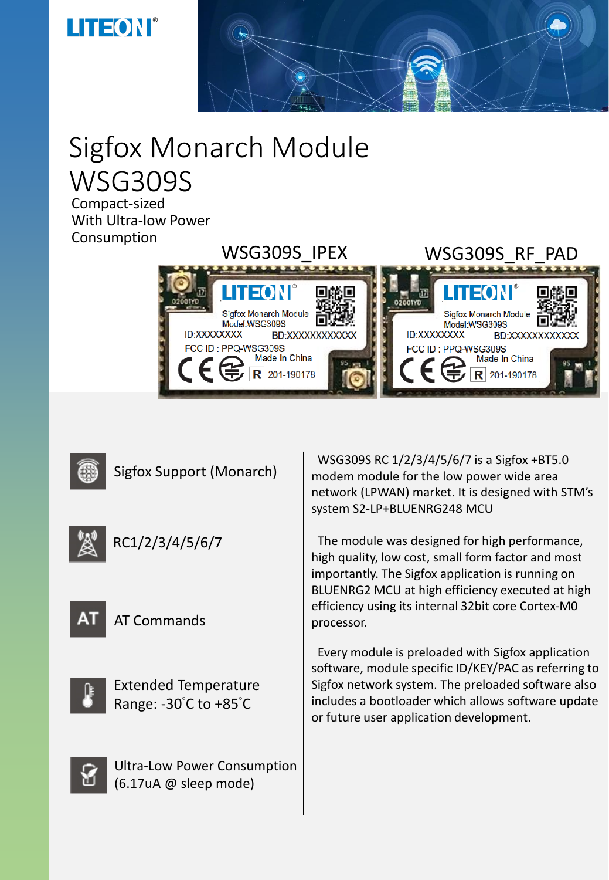# Sigfox Monarch Module WSG309S

Compact-sized
With Ultra-low Power Consumption

WSG309S_IPEX

WSG309S_RF_PAD

- Sigfox Support (Monarch)
- RC1/2/3/4/5/6/7
- AT Commands
- Extended Temperature Range: -30°C to +85°C
- Ultra-Low Power Consumption (6.17uA @ sleep mode)

WSG309S RC 1/2/3/4/5/6/7 is a Sigfox +BT5.0 modem module for the low power wide area network (LPWAN) market. It is designed with STM's system S2-LP+BLUENRG248 MCU

The module was designed for high performance, high quality, low cost, small form factor and most importantly. The Sigfox application is running on BLUENRG2 MCU at high efficiency executed at high efficiency using its internal 32bit core Cortex-M0 processor.

Every module is preloaded with Sigfox application software, module specific ID/KEY/PAC as referring to Sigfox network system. The preloaded software also includes a bootloader which allows software update or future user application development.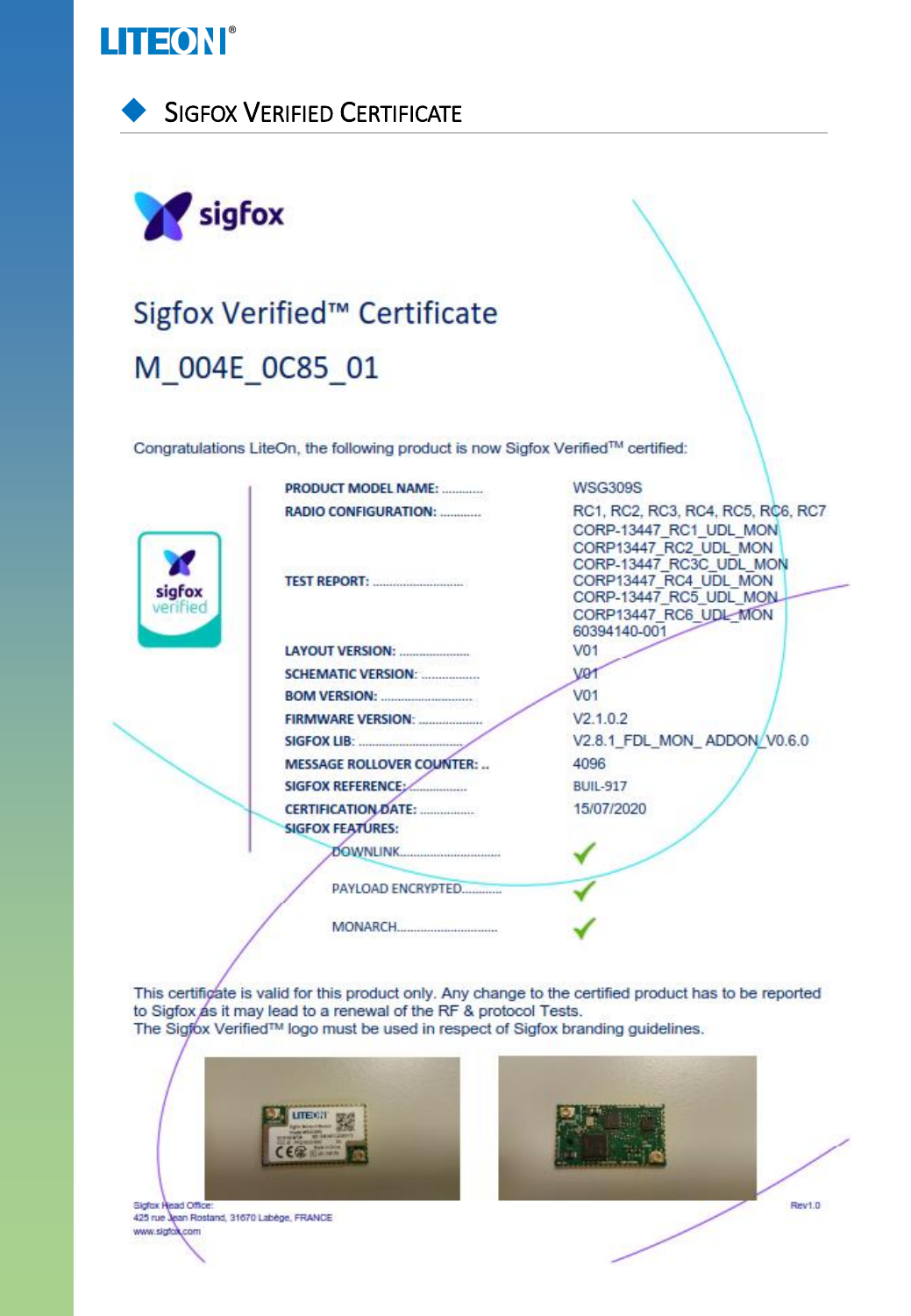## Sigfox Verified Certificate

sigfox

# Sigfox Verified™ Certificate

# M_004E_0C85_01

Congratulations LiteOn, the following product is now Sigfox Verified™ certified:

| | |
|---|---|
| **PRODUCT MODEL NAME:** ............ | WSG309S |
| **RADIO CONFIGURATION:** ............ | RC1, RC2, RC3, RC4, RC5, RC6, RC7 |
| **TEST REPORT:** ............................ | CORP-13447_RC1_UDL_MON<br>CORP13447_RC2_UDL_MON<br>CORP-13447_RC3C_UDL_MON<br>CORP13447_RC4_UDL_MON<br>CORP-13447_RC5_UDL_MON<br>CORP13447_RC6_UDL_MON<br>60394140-001 |
| **LAYOUT VERSION:** ...................... | V01 |
| **SCHEMATIC VERSION:** ................. | V01 |
| **BOM VERSION:** ............................ | V01 |
| **FIRMWARE VERSION:** ................... | V2.1.0.2 |
| **SIGFOX LIB:** ................................. | V2.8.1_FDL_MON_ ADDON_V0.6.0 |
| **MESSAGE ROLLOVER COUNTER:** .. | 4096 |
| **SIGFOX REFERENCE:** .................. | BUIL-917 |
| **CERTIFICATION DATE:** ................ | 15/07/2020 |
| **SIGFOX FEATURES:** | |
| DOWNLINK................................ | ✓ |
| PAYLOAD ENCRYPTED............ | ✓ |
| MONARCH............................... | ✓ |

This certificate is valid for this product only. Any change to the certified product has to be reported to Sigfox as it may lead to a renewal of the RF & protocol Tests.
The Sigfox Verified™ logo must be used in respect of Sigfox branding guidelines.

Sigfox Head Office:
425 rue Jean Rostand, 31670 Labège, FRANCE
www.sigfox.com

Rev1.0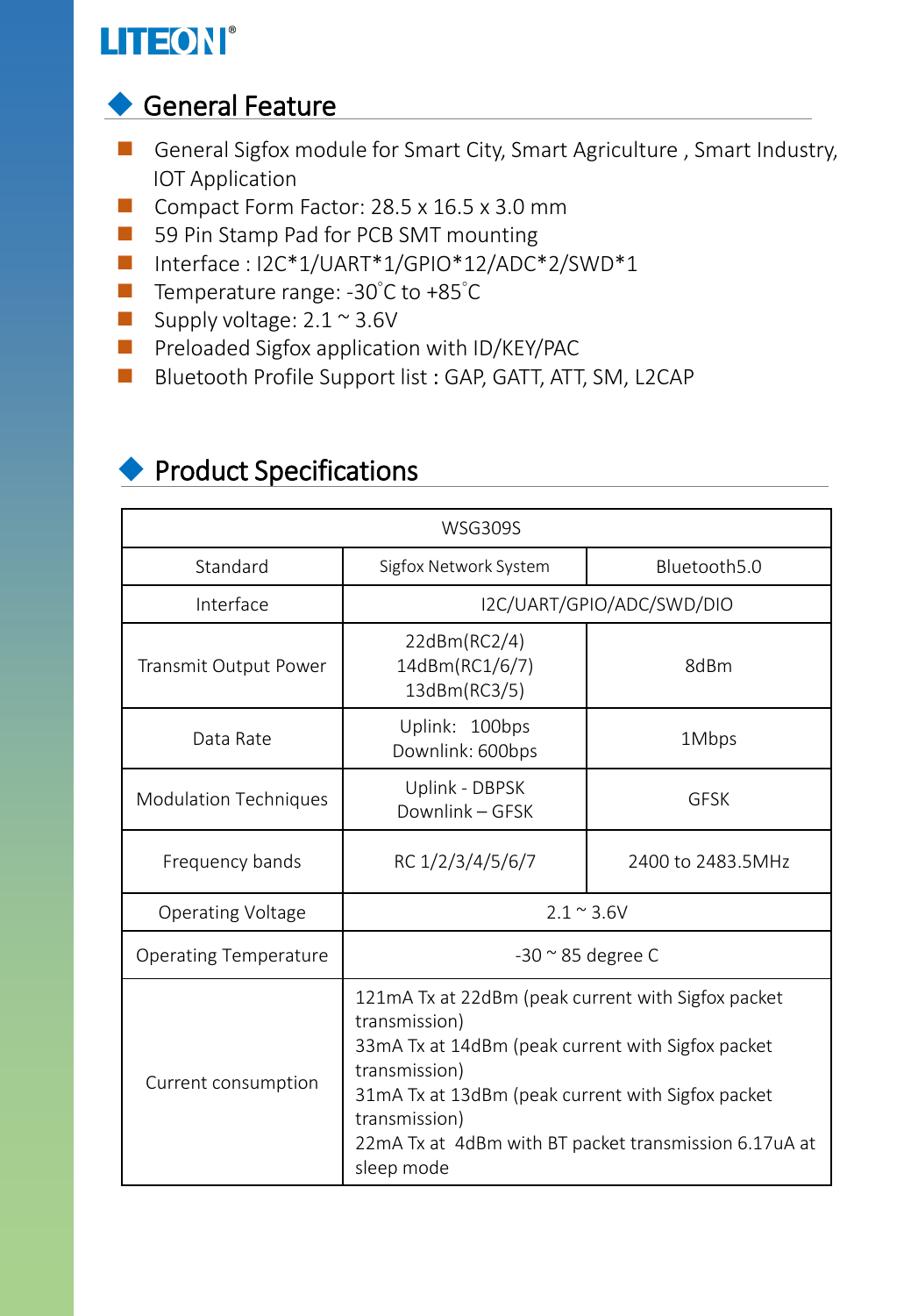## General Feature

- General Sigfox module for Smart City, Smart Agriculture , Smart Industry, IOT Application
- Compact Form Factor: 28.5 x 16.5 x 3.0 mm
- 59 Pin Stamp Pad for PCB SMT mounting
- Interface : I2C*1/UART*1/GPIO*12/ADC*2/SWD*1
- Temperature range: -30˚C to +85˚C
- Supply voltage: 2.1 ~ 3.6V
- Preloaded Sigfox application with ID/KEY/PAC
- Bluetooth Profile Support list : GAP, GATT, ATT, SM, L2CAP

## Product Specifications

| WSG309S | | |
|---|---|---|
| Standard | Sigfox Network System | Bluetooth5.0 |
| Interface | I2C/UART/GPIO/ADC/SWD/DIO | |
| Transmit Output Power | 22dBm(RC2/4)<br>14dBm(RC1/6/7)<br>13dBm(RC3/5) | 8dBm |
| Data Rate | Uplink: 100bps<br>Downlink: 600bps | 1Mbps |
| Modulation Techniques | Uplink - DBPSK<br>Downlink – GFSK | GFSK |
| Frequency bands | RC 1/2/3/4/5/6/7 | 2400 to 2483.5MHz |
| Operating Voltage | 2.1 ~ 3.6V | |
| Operating Temperature | -30 ~ 85 degree C | |
| Current consumption | 121mA Tx at 22dBm (peak current with Sigfox packet transmission)<br>33mA Tx at 14dBm (peak current with Sigfox packet transmission)<br>31mA Tx at 13dBm (peak current with Sigfox packet transmission)<br>22mA Tx at 4dBm with BT packet transmission 6.17uA at sleep mode | |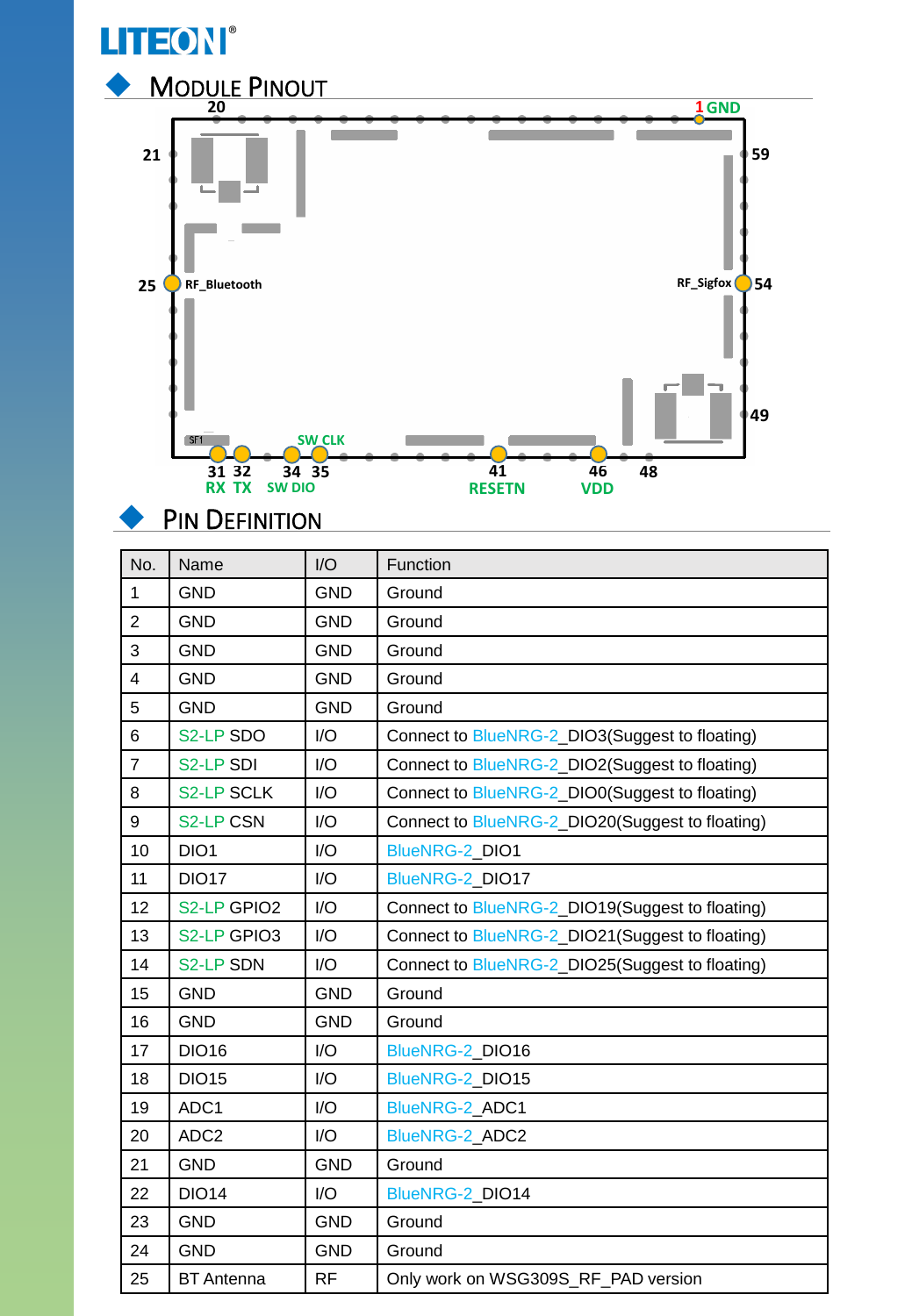## Module Pinout

20 1 GND

21 59

25 RF_Bluetooth RF_Sigfox 54

49

SW CLK

31 32 34 35 41 46 48

RX TX SW DIO RESETN VDD

## Pin Definition

| No. | Name | I/O | Function |
|---|---|---|---|
| 1 | GND | GND | Ground |
| 2 | GND | GND | Ground |
| 3 | GND | GND | Ground |
| 4 | GND | GND | Ground |
| 5 | GND | GND | Ground |
| 6 | S2-LP SDO | I/O | Connect to BlueNRG-2_DIO3(Suggest to floating) |
| 7 | S2-LP SDI | I/O | Connect to BlueNRG-2_DIO2(Suggest to floating) |
| 8 | S2-LP SCLK | I/O | Connect to BlueNRG-2_DIO0(Suggest to floating) |
| 9 | S2-LP CSN | I/O | Connect to BlueNRG-2_DIO20(Suggest to floating) |
| 10 | DIO1 | I/O | BlueNRG-2_DIO1 |
| 11 | DIO17 | I/O | BlueNRG-2_DIO17 |
| 12 | S2-LP GPIO2 | I/O | Connect to BlueNRG-2_DIO19(Suggest to floating) |
| 13 | S2-LP GPIO3 | I/O | Connect to BlueNRG-2_DIO21(Suggest to floating) |
| 14 | S2-LP SDN | I/O | Connect to BlueNRG-2_DIO25(Suggest to floating) |
| 15 | GND | GND | Ground |
| 16 | GND | GND | Ground |
| 17 | DIO16 | I/O | BlueNRG-2_DIO16 |
| 18 | DIO15 | I/O | BlueNRG-2_DIO15 |
| 19 | ADC1 | I/O | BlueNRG-2_ADC1 |
| 20 | ADC2 | I/O | BlueNRG-2_ADC2 |
| 21 | GND | GND | Ground |
| 22 | DIO14 | I/O | BlueNRG-2_DIO14 |
| 23 | GND | GND | Ground |
| 24 | GND | GND | Ground |
| 25 | BT Antenna | RF | Only work on WSG309S_RF_PAD version |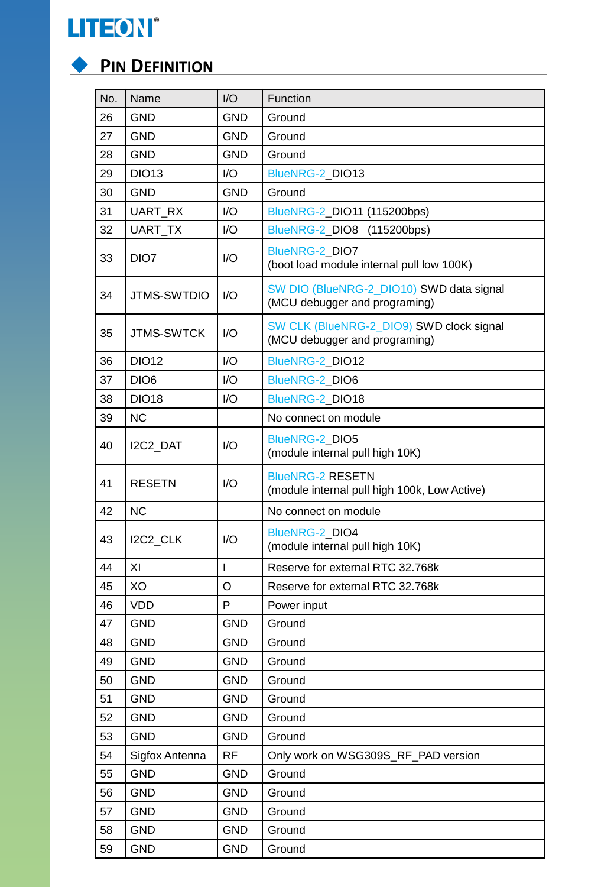## Pin Definition

| No. | Name | I/O | Function |
|---|---|---|---|
| 26 | GND | GND | Ground |
| 27 | GND | GND | Ground |
| 28 | GND | GND | Ground |
| 29 | DIO13 | I/O | BlueNRG-2_DIO13 |
| 30 | GND | GND | Ground |
| 31 | UART_RX | I/O | BlueNRG-2_DIO11 (115200bps) |
| 32 | UART_TX | I/O | BlueNRG-2_DIO8 (115200bps) |
| 33 | DIO7 | I/O | BlueNRG-2_DIO7 (boot load module internal pull low 100K) |
| 34 | JTMS-SWTDIO | I/O | SW DIO (BlueNRG-2_DIO10) SWD data signal (MCU debugger and programing) |
| 35 | JTMS-SWTCK | I/O | SW CLK (BlueNRG-2_DIO9) SWD clock signal (MCU debugger and programing) |
| 36 | DIO12 | I/O | BlueNRG-2_DIO12 |
| 37 | DIO6 | I/O | BlueNRG-2_DIO6 |
| 38 | DIO18 | I/O | BlueNRG-2_DIO18 |
| 39 | NC | | No connect on module |
| 40 | I2C2_DAT | I/O | BlueNRG-2_DIO5 (module internal pull high 10K) |
| 41 | RESETN | I/O | BlueNRG-2 RESETN (module internal pull high 100k, Low Active) |
| 42 | NC | | No connect on module |
| 43 | I2C2_CLK | I/O | BlueNRG-2_DIO4 (module internal pull high 10K) |
| 44 | XI | I | Reserve for external RTC 32.768k |
| 45 | XO | O | Reserve for external RTC 32.768k |
| 46 | VDD | P | Power input |
| 47 | GND | GND | Ground |
| 48 | GND | GND | Ground |
| 49 | GND | GND | Ground |
| 50 | GND | GND | Ground |
| 51 | GND | GND | Ground |
| 52 | GND | GND | Ground |
| 53 | GND | GND | Ground |
| 54 | Sigfox Antenna | RF | Only work on WSG309S_RF_PAD version |
| 55 | GND | GND | Ground |
| 56 | GND | GND | Ground |
| 57 | GND | GND | Ground |
| 58 | GND | GND | Ground |
| 59 | GND | GND | Ground |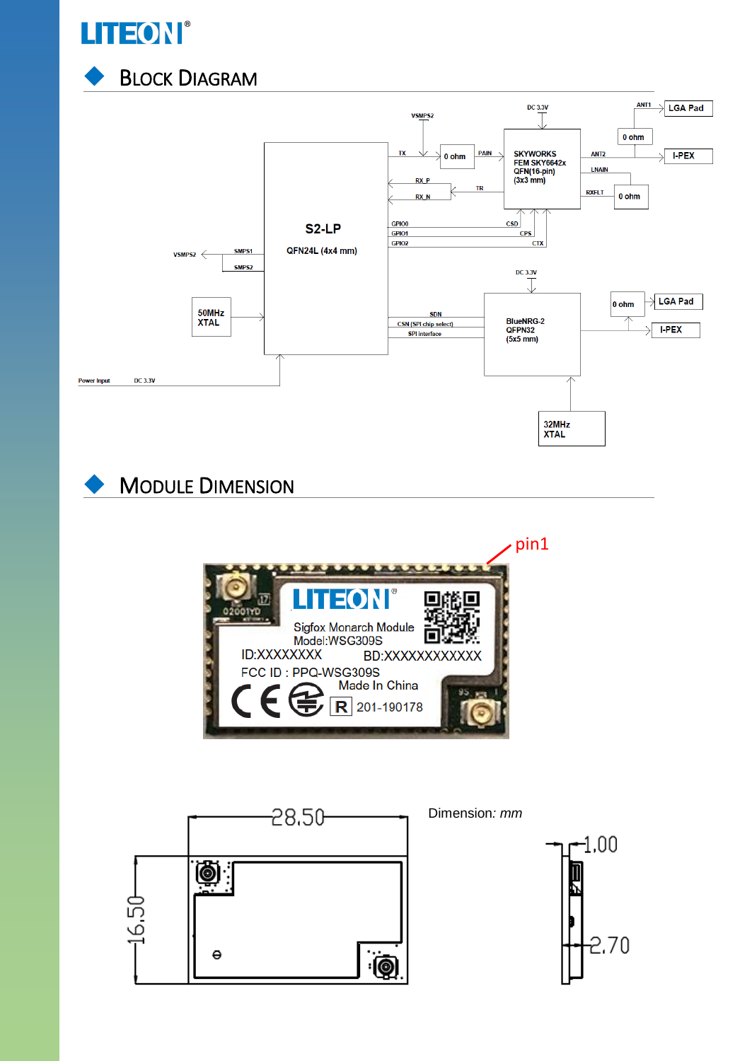## Block Diagram

## Module Dimension

Dimension: *mm*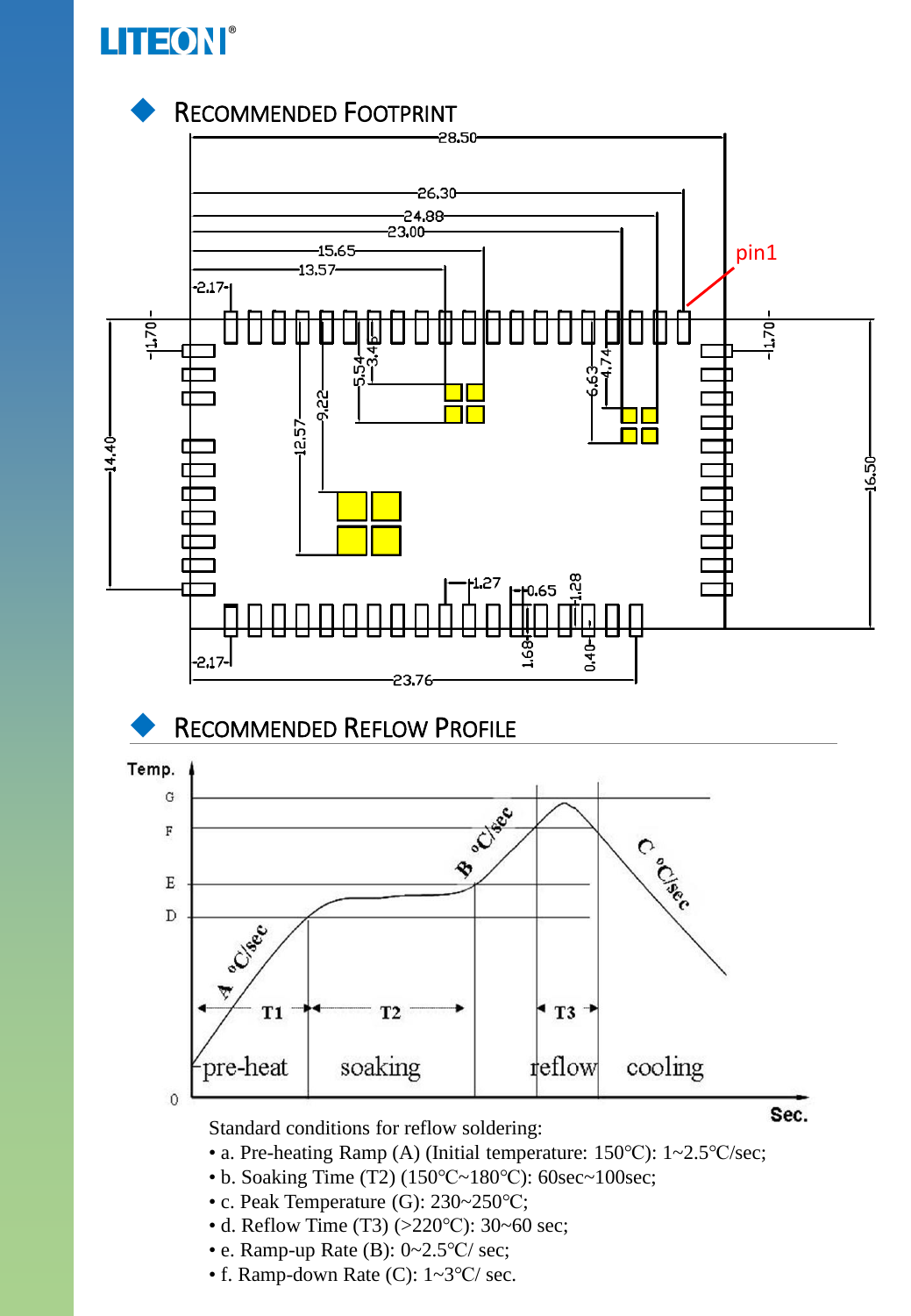## Recommended Footprint

## Recommended Reflow Profile

Standard conditions for reflow soldering:

- a. Pre-heating Ramp (A) (Initial temperature: 150℃): 1~2.5℃/sec;
- b. Soaking Time (T2) (150℃~180℃): 60sec~100sec;
- c. Peak Temperature (G): 230~250℃;
- d. Reflow Time (T3) (>220℃): 30~60 sec;
- e. Ramp-up Rate (B): 0~2.5℃/ sec;
- f. Ramp-down Rate (C): 1~3℃/ sec.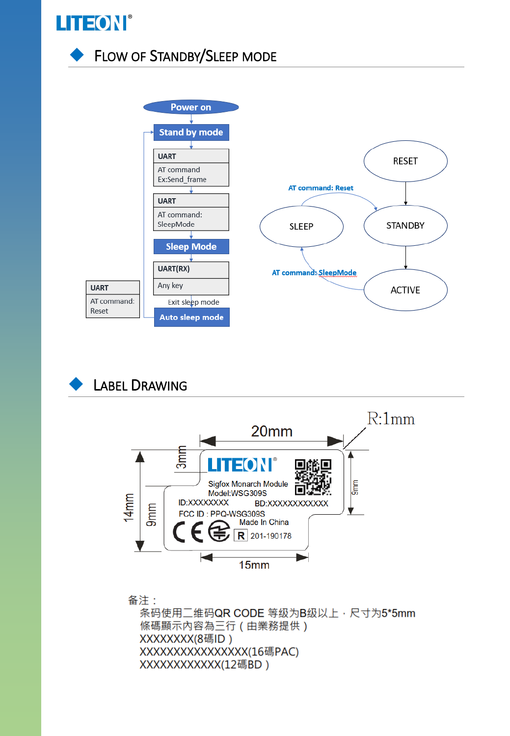## Flow of Standby/Sleep mode

Power on

Stand by mode

UART
AT command
Ex:Send_frame

UART
AT command:
SleepMode

Sleep Mode

UART(RX)
Any key

Exit sleep mode

Auto sleep mode

UART
AT command:
Reset

RESET

AT command: Reset

SLEEP

STANDBY

AT command: SleepMode

ACTIVE

## Label Drawing

R:1mm

20mm

3mm

14mm

9mm

9mm

15mm

Sigfox Monarch Module
Model:WSG309S
ID:XXXXXXXX BD:XXXXXXXXXXXX
FCC ID : PPQ-WSG309S
Made In China
R 201-190178

备注：

条码使用二维码QR CODE 等级为B级以上，尺寸为5*5mm
條碼顯示內容為三行（由業務提供）
XXXXXXXX(8碼ID）
XXXXXXXXXXXXXXXX(16碼PAC)
XXXXXXXXXXXX(12碼BD）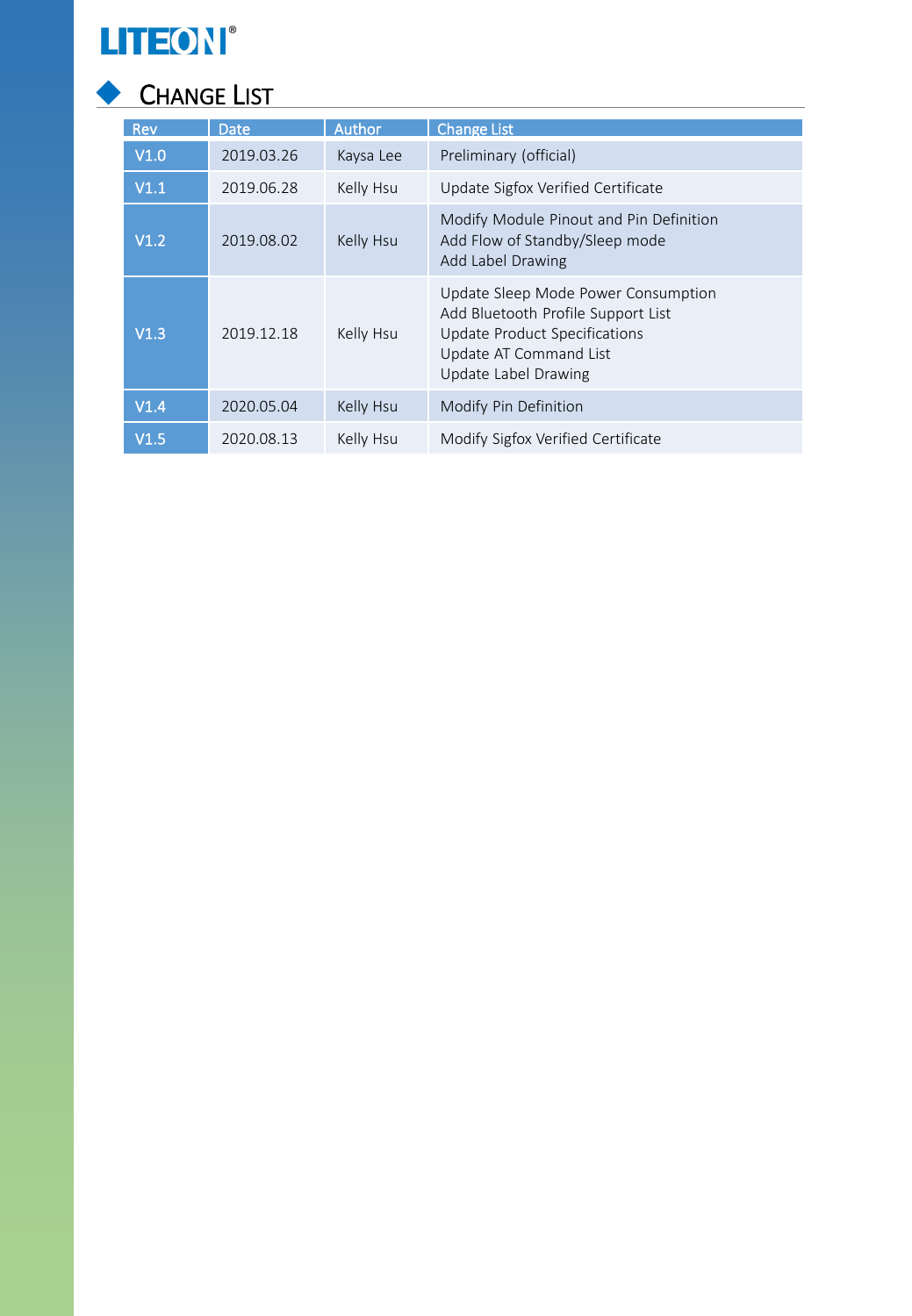## Change List

| Rev | Date | Author | Change List |
|---|---|---|---|
| V1.0 | 2019.03.26 | Kaysa Lee | Preliminary (official) |
| V1.1 | 2019.06.28 | Kelly Hsu | Update Sigfox Verified Certificate |
| V1.2 | 2019.08.02 | Kelly Hsu | Modify Module Pinout and Pin Definition<br>Add Flow of Standby/Sleep mode<br>Add Label Drawing |
| V1.3 | 2019.12.18 | Kelly Hsu | Update Sleep Mode Power Consumption<br>Add Bluetooth Profile Support List<br>Update Product Specifications<br>Update AT Command List<br>Update Label Drawing |
| V1.4 | 2020.05.04 | Kelly Hsu | Modify Pin Definition |
| V1.5 | 2020.08.13 | Kelly Hsu | Modify Sigfox Verified Certificate |